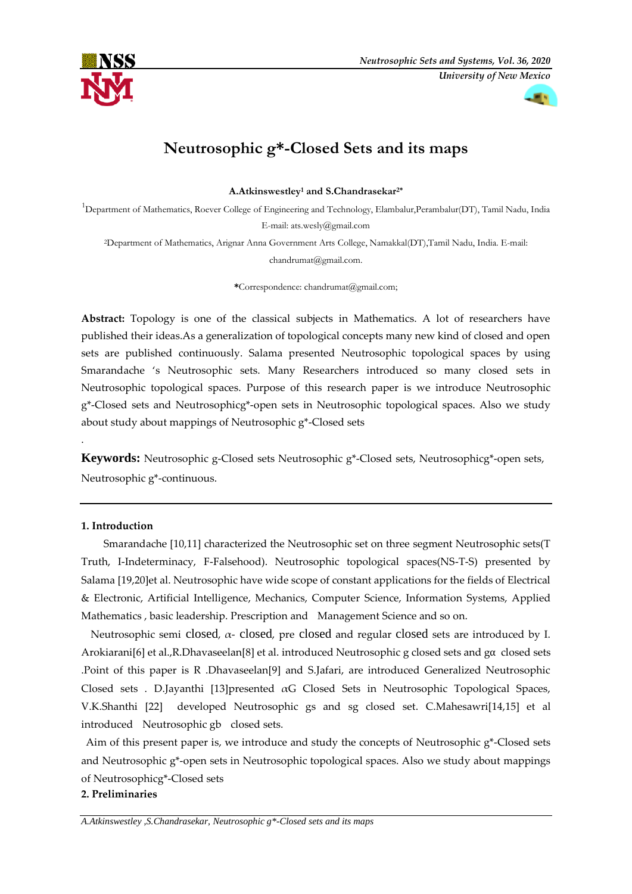# Neutrosophic g*-Closed Sets and its maps

**A.Atkinswestley[1] and S.Chandrasekar[2*]**

[1]Department of Mathematics, Roever College of Engineering and Technology, Elambalur,Perambalur(DT), Tamil Nadu, India E-mail: ats.wesly@gmail.com

[2]Department of Mathematics, Arignar Anna Government Arts College, Namakkal(DT),Tamil Nadu, India. E-mail: chandrumat@gmail.com.

***Correspondence:** chandrumat@gmail.com;

**Abstract:** Topology is one of the classical subjects in Mathematics. A lot of researchers have published their ideas.As a generalization of topological concepts many new kind of closed and open sets are published continuously. Salama presented Neutrosophic topological spaces by using Smarandache 's Neutrosophic sets. Many Researchers introduced so many closed sets in Neutrosophic topological spaces. Purpose of this research paper is we introduce Neutrosophic g*-Closed sets and Neutrosophicg*-open sets in Neutrosophic topological spaces. Also we study about study about mappings of Neutrosophic g*-Closed sets

.

**Keywords:** Neutrosophic g-Closed sets Neutrosophic g*-Closed sets, Neutrosophicg*-open sets, Neutrosophic g*-continuous.

## 1. Introduction

Smarandache [10,11] characterized the Neutrosophic set on three segment Neutrosophic sets(T Truth, I-Indeterminacy, F-Falsehood). Neutrosophic topological spaces(NS-T-S) presented by Salama [19,20]et al. Neutrosophic have wide scope of constant applications for the fields of Electrical & Electronic, Artificial Intelligence, Mechanics, Computer Science, Information Systems, Applied Mathematics , basic leadership. Prescription and Management Science and so on.

Neutrosophic semi closed, $\alpha$- closed, pre closed and regular closed sets are introduced by I. Arokiarani[6] et al.,R.Dhavaseelan[8] et al. introduced Neutrosophic g closed sets and g$\alpha$ closed sets .Point of this paper is R .Dhavaseelan[9] and S.Jafari, are introduced Generalized Neutrosophic Closed sets . D.Jayanthi [13]presented $\alpha$G Closed Sets in Neutrosophic Topological Spaces, V.K.Shanthi [22] developed Neutrosophic gs and sg closed set. C.Mahesawri[14,15] et al introduced Neutrosophic gb closed sets.

Aim of this present paper is, we introduce and study the concepts of Neutrosophic g*-Closed sets and Neutrosophic g*-open sets in Neutrosophic topological spaces. Also we study about mappings of Neutrosophicg*-Closed sets

## 2. Preliminaries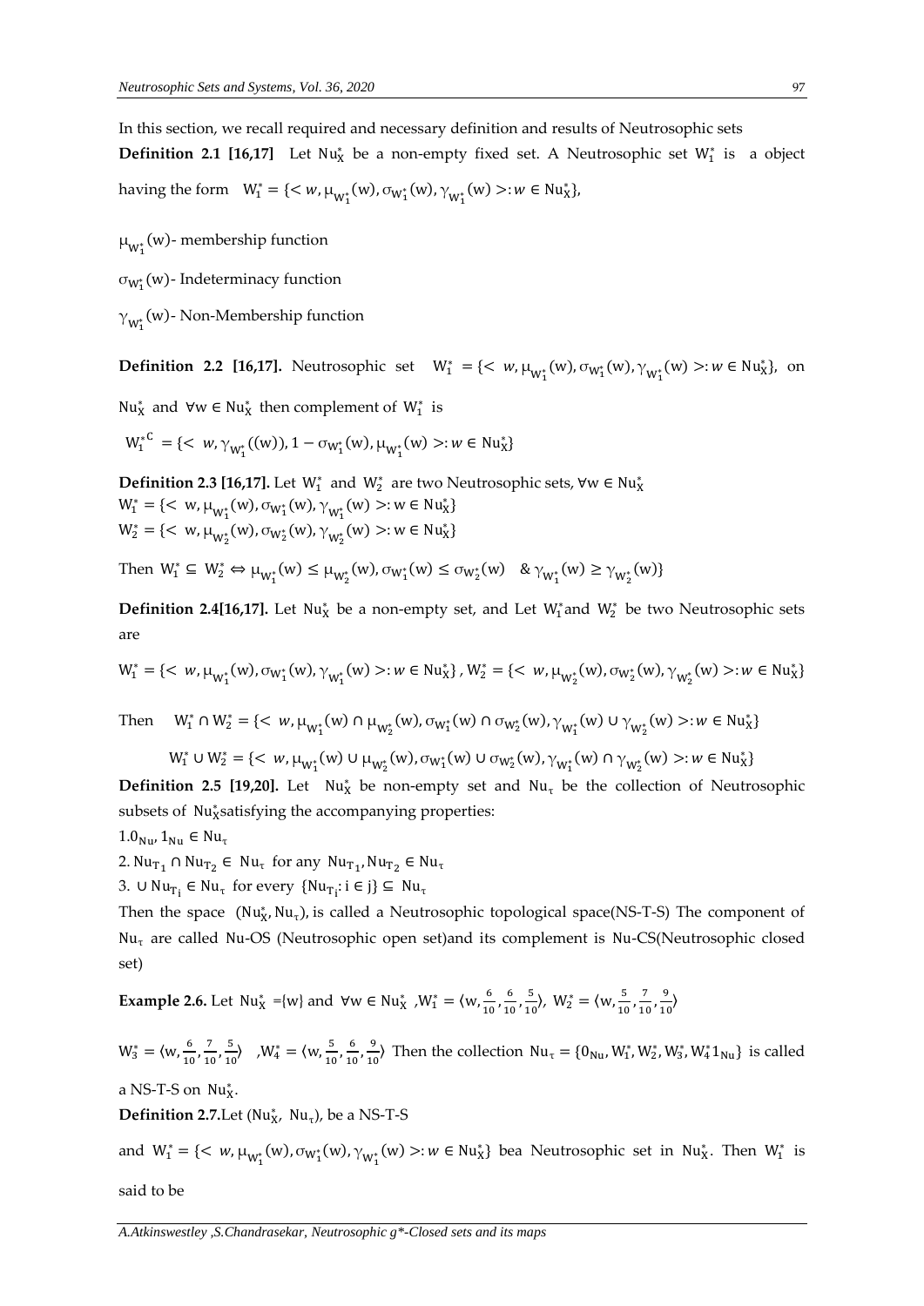In this section, we recall required and necessary definition and results of Neutrosophic sets

**Definition 2.1 [16,17]** Let $\mathrm{Nu}_X^*$ be a non-empty fixed set. A Neutrosophic set $W_1^*$ is a object having the form $W_1^* = \{< w, \mu_{W_1^*}(w), \sigma_{W_1^*}(w), \gamma_{W_1^*}(w) >: w \in \mathrm{Nu}_X^*\}$,

$\mu_{W_1^*}(w)$- membership function

$\sigma_{W_1^*}(w)$- Indeterminacy function

$\gamma_{W_1^*}(w)$- Non-Membership function

**Definition 2.2 [16,17].** Neutrosophic set $W_1^* = \{< w, \mu_{W_1^*}(w), \sigma_{W_1^*}(w), \gamma_{W_1^*}(w) >: w \in \mathrm{Nu}_X^*\}$, on $\mathrm{Nu}_X^*$ and $\forall w \in \mathrm{Nu}_X^*$ then complement of $W_1^*$ is

$$W_1^{*C} = \{< w, \gamma_{W_1^*}((w)), 1 - \sigma_{W_1^*}(w), \mu_{W_1^*}(w) >: w \in \mathrm{Nu}_X^*\}$$

**Definition 2.3 [16,17].** Let $W_1^*$ and $W_2^*$ are two Neutrosophic sets, $\forall w \in \mathrm{Nu}_X^*$

$W_1^* = \{< w, \mu_{W_1^*}(w), \sigma_{W_1^*}(w), \gamma_{W_1^*}(w) >: w \in \mathrm{Nu}_X^*\}$

$W_2^* = \{< w, \mu_{W_2^*}(w), \sigma_{W_2^*}(w), \gamma_{W_2^*}(w) >: w \in \mathrm{Nu}_X^*\}$

Then $W_1^* \subseteq W_2^* \Leftrightarrow \mu_{W_1^*}(w) \leq \mu_{W_2^*}(w), \sigma_{W_1^*}(w) \leq \sigma_{W_2^*}(w) \;\; \& \; \gamma_{W_1^*}(w) \geq \gamma_{W_2^*}(w)\}$

**Definition 2.4[16,17].** Let $\mathrm{Nu}_X^*$ be a non-empty set, and Let $W_1^*$and $W_2^*$ be two Neutrosophic sets are

$W_1^* = \{< w, \mu_{W_1^*}(w), \sigma_{W_1^*}(w), \gamma_{W_1^*}(w) >: w \in \mathrm{Nu}_X^*\}$ , $W_2^* = \{< w, \mu_{W_2^*}(w), \sigma_{W_2^*}(w), \gamma_{W_2^*}(w) >: w \in \mathrm{Nu}_X^*\}$

Then $W_1^* \cap W_2^* = \{< w, \mu_{W_1^*}(w) \cap \mu_{W_2^*}(w), \sigma_{W_1^*}(w) \cap \sigma_{W_2^*}(w), \gamma_{W_1^*}(w) \cup \gamma_{W_2^*}(w) >: w \in \mathrm{Nu}_X^*\}$

$W_1^* \cup W_2^* = \{< w, \mu_{W_1^*}(w) \cup \mu_{W_2^*}(w), \sigma_{W_1^*}(w) \cup \sigma_{W_2^*}(w), \gamma_{W_1^*}(w) \cap \gamma_{W_2^*}(w) >: w \in \mathrm{Nu}_X^*\}$

**Definition 2.5 [19,20].** Let $\mathrm{Nu}_X^*$ be non-empty set and $\mathrm{Nu}_\tau$ be the collection of Neutrosophic subsets of $\mathrm{Nu}_X^*$satisfying the accompanying properties:

1.$0_{\mathrm{Nu}}, 1_{\mathrm{Nu}} \in \mathrm{Nu}_\tau$

2. $\mathrm{Nu}_{T_1} \cap \mathrm{Nu}_{T_2} \in \mathrm{Nu}_\tau$ for any $\mathrm{Nu}_{T_1}, \mathrm{Nu}_{T_2} \in \mathrm{Nu}_\tau$

3. $\cup\, \mathrm{Nu}_{T_i} \in \mathrm{Nu}_\tau$ for every $\{\mathrm{Nu}_{T_i}: i \in j\} \subseteq \mathrm{Nu}_\tau$

Then the space $(\mathrm{Nu}_X^*, \mathrm{Nu}_\tau)$, is called a Neutrosophic topological space(NS-T-S) The component of $\mathrm{Nu}_\tau$ are called Nu-OS (Neutrosophic open set)and its complement is Nu-CS(Neutrosophic closed set)

**Example 2.6.** Let $\mathrm{Nu}_X^*$ ={w} and $\forall w \in \mathrm{Nu}_X^*$ ,$W_1^* = \langle w, \frac{6}{10}, \frac{6}{10}, \frac{5}{10} \rangle$, $W_2^* = \langle w, \frac{5}{10}, \frac{7}{10}, \frac{9}{10} \rangle$

$W_3^* = \langle w, \frac{6}{10}, \frac{7}{10}, \frac{5}{10} \rangle$ ,$W_4^* = \langle w, \frac{5}{10}, \frac{6}{10}, \frac{9}{10} \rangle$ Then the collection $\mathrm{Nu}_\tau = \{0_{\mathrm{Nu}}, W_1^*, W_2^*, W_3^*, W_4^* 1_{\mathrm{Nu}}\}$ is called a NS-T-S on $\mathrm{Nu}_X^*$.

**Definition 2.7.**Let $(\mathrm{Nu}_X^*, \mathrm{Nu}_\tau)$, be a NS-T-S

and $W_1^* = \{< w, \mu_{W_1^*}(w), \sigma_{W_1^*}(w), \gamma_{W_1^*}(w) >: w \in \mathrm{Nu}_X^*\}$ bea Neutrosophic set in $\mathrm{Nu}_X^*$. Then $W_1^*$ is said to be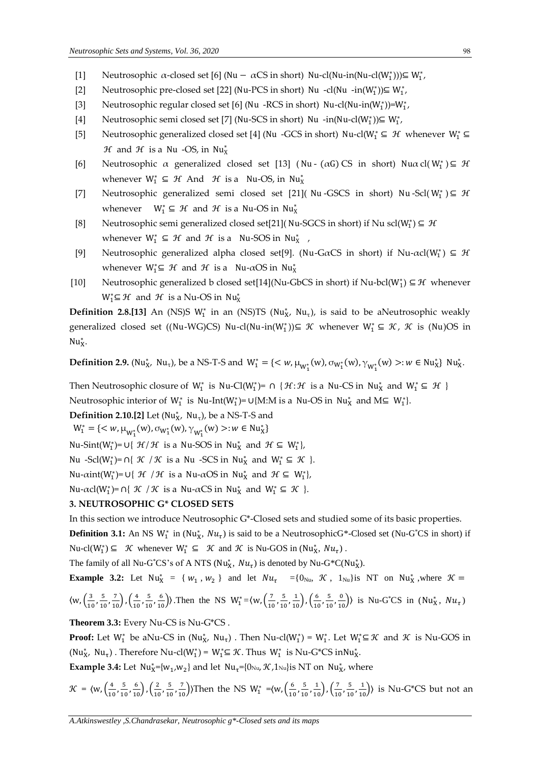[1] Neutrosophic $\alpha$-closed set [6] (Nu − $\alpha$CS in short) Nu-cl(Nu-in(Nu-cl($W_1^*$)))⊆ $W_1^*$,

[2] Neutrosophic pre-closed set [22] (Nu-PCS in short) Nu -cl(Nu -in($W_1^*$))⊆ $W_1^*$,

[3] Neutrosophic regular closed set [6] (Nu -RCS in short) Nu-cl(Nu-in($W_1^*$))=$W_1^*$,

[4] Neutrosophic semi closed set [7] (Nu-SCS in short) Nu -in(Nu-cl($W_1^*$))⊆ $W_1^*$,

[5] Neutrosophic generalized closed set [4] (Nu -GCS in short) Nu-cl($W_1^* \subseteq \mathcal{H}$ whenever $W_1^* \subseteq \mathcal{H}$ and $\mathcal{H}$ is a Nu -OS, in $Nu_X^*$

[6] Neutrosophic $\alpha$ generalized closed set [13] (Nu-($\alpha$G) CS in short) Nu$\alpha$ cl($W_1^*$)⊆ $\mathcal{H}$ whenever $W_1^* \subseteq \mathcal{H}$ And $\mathcal{H}$ is a Nu-OS, in $Nu_X^*$

[7] Neutrosophic generalized semi closed set [21]( Nu-GSCS in short) Nu-Scl($W_1^*$)⊆ $\mathcal{H}$ whenever $W_1^* \subseteq \mathcal{H}$ and $\mathcal{H}$ is a Nu-OS in $Nu_X^*$

[8] Neutrosophic semi generalized closed set[21]( Nu-SGCS in short) if Nu scl($W_1^*$) ⊆ $\mathcal{H}$ whenever $W_1^* \subseteq \mathcal{H}$ and $\mathcal{H}$ is a Nu-SOS in $Nu_X^*$ ,

[9] Neutrosophic generalized alpha closed set[9]. (Nu-G$\alpha$CS in short) if Nu-$\alpha$cl($W_1^*$) ⊆ $\mathcal{H}$ whenever $W_1^* \subseteq \mathcal{H}$ and $\mathcal{H}$ is a Nu-$\alpha$OS in $Nu_X^*$

[10] Neutrosophic generalized b closed set[14](Nu-GbCS in short) if Nu-bcl($W_1^*$) ⊆ $\mathcal{H}$ whenever $W_1^* \subseteq \mathcal{H}$ and $\mathcal{H}$ is a Nu-OS in $Nu_X^*$

**Definition 2.8.[13]** An (NS)S $W_1^*$ in an (NS)TS ($Nu_X^*$, $Nu_\tau$), is said to be aNeutrosophic weakly generalized closed set ((Nu-WG)CS) Nu-cl(Nu-in($W_1^*$))⊆ $\mathcal{K}$ whenever $W_1^* \subseteq \mathcal{K}$, $\mathcal{K}$ is (Nu)OS in $Nu_X^*$.

**Definition 2.9.** ($Nu_X^*$, $Nu_\tau$), be a NS-T-S and $W_1^* = \{< w, \mu_{W_1^*}(w), \sigma_{W_1^*}(w), \gamma_{W_1^*}(w) >: w \in Nu_X^*\}$ $Nu_X^*$.

Then Neutrosophic closure of $W_1^*$ is Nu-Cl($W_1^*$)= ∩ {$\mathcal{H}$: $\mathcal{H}$ is a Nu-CS in $Nu_X^*$ and $W_1^* \subseteq \mathcal{H}$ }

Neutrosophic interior of $W_1^*$ is Nu-Int($W_1^*$)= ∪{M:M is a Nu-OS in $Nu_X^*$ and M⊆ $W_1^*$}.

**Definition 2.10.[2]** Let ($Nu_X^*$, $Nu_\tau$), be a NS-T-S and

$W_1^* = \{< w, \mu_{W_1^*}(w), \sigma_{W_1^*}(w), \gamma_{W_1^*}(w) >: w \in Nu_X^*\}$

Nu-Sint($W_1^*$)= ∪{ $\mathcal{H}$ / $\mathcal{H}$ is a Nu-SOS in $Nu_X^*$ and $\mathcal{H} \subseteq W_1^*$},

Nu -Scl($W_1^*$)= ∩{ $\mathcal{K}$ / $\mathcal{K}$ is a Nu -SCS in $Nu_X^*$ and $W_1^* \subseteq \mathcal{K}$ }.

Nu-$\alpha$int($W_1^*$)= ∪{ $\mathcal{H}$ / $\mathcal{H}$ is a Nu-$\alpha$OS in $Nu_X^*$ and $\mathcal{H} \subseteq W_1^*$},

Nu-$\alpha$cl($W_1^*$)= ∩{ $\mathcal{K}$ / $\mathcal{K}$ is a Nu-$\alpha$CS in $Nu_X^*$ and $W_1^* \subseteq \mathcal{K}$ }.

## 3. NEUTROSOPHIC G* CLOSED SETS

In this section we introduce Neutrosophic G*-Closed sets and studied some of its basic properties.

**Definition 3.1:** An NS $W_1^*$ in ($Nu_X^*$, $Nu_\tau$) is said to be a NeutrosophicG*-Closed set (Nu-G*CS in short) if Nu-cl($W_1^*$) ⊆ $\mathcal{K}$ whenever $W_1^* \subseteq \mathcal{K}$ and $\mathcal{K}$ is Nu-GOS in ($Nu_X^*$, $Nu_\tau$) .

The family of all Nu-G*CS's of A NTS ($Nu_X^*$, $Nu_\tau$) is denoted by Nu-G*C($Nu_X^*$).

**Example 3.2:** Let $Nu_X^*$ = { $w_1$ , $w_2$ } and let $Nu_\tau$ ={$0_{Nu}$, $\mathcal{K}$ , $1_{Nu}$}is NT on $Nu_X^*$ ,where $\mathcal{K} = \langle w, \left(\frac{3}{10}, \frac{5}{10}, \frac{7}{10}\right), \left(\frac{4}{10}, \frac{5}{10}, \frac{6}{10}\right) \rangle$.Then the NS $W_1^* = \langle w, \left(\frac{7}{10}, \frac{5}{10}, \frac{1}{10}\right), \left(\frac{6}{10}, \frac{5}{10}, \frac{0}{10}\right) \rangle$ is Nu-G*CS in ($Nu_X^*$, $Nu_\tau$)

**Theorem 3.3:** Every Nu-CS is Nu-G*CS .

**Proof:** Let $W_1^*$ be aNu-CS in ($Nu_X^*$, $Nu_\tau$) . Then Nu-cl($W_1^*$) = $W_1^*$. Let $W_1^* \subseteq \mathcal{K}$ and $\mathcal{K}$ is Nu-GOS in ($Nu_X^*$, $Nu_\tau$) . Therefore Nu-cl($W_1^*$) = $W_1^* \subseteq \mathcal{K}$. Thus $W_1^*$ is Nu-G*CS in$Nu_X^*$.

**Example 3.4:** Let $Nu_X^*$={$w_1$,$w_2$} and let $Nu_\tau$={$0_{Nu}$, $\mathcal{K}$,$1_{Nu}$}is NT on $Nu_X^*$, where

$\mathcal{K} = \langle w, \left(\frac{4}{10}, \frac{5}{10}, \frac{6}{10}\right), \left(\frac{2}{10}, \frac{5}{10}, \frac{7}{10}\right) \rangle$Then the NS $W_1^* = \langle w, \left(\frac{6}{10}, \frac{5}{10}, \frac{1}{10}\right), \left(\frac{7}{10}, \frac{5}{10}, \frac{1}{10}\right) \rangle$ is Nu-G*CS but not an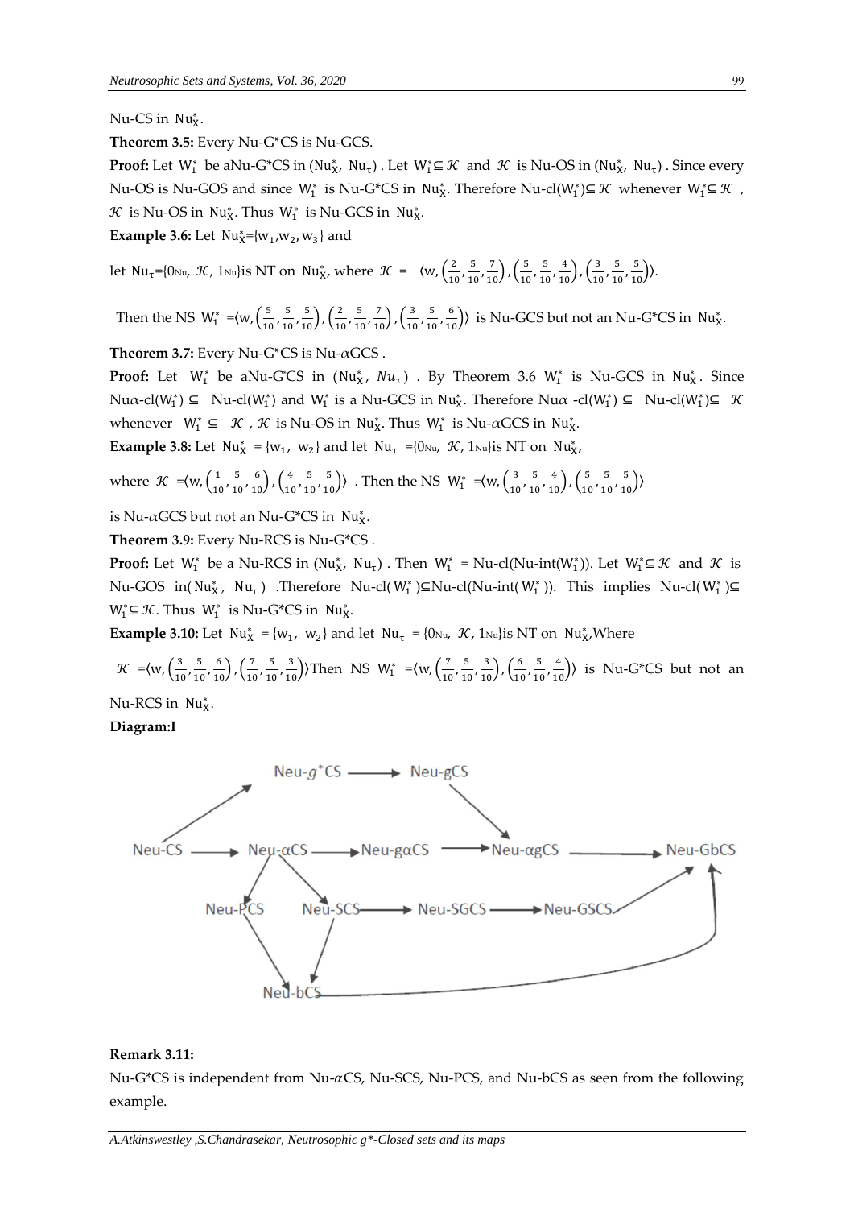Nu-CS in $Nu^*_X$.

**Theorem 3.5:** Every Nu-G*CS is Nu-GCS.

**Proof:** Let $W^*_1$ be aNu-G*CS in ($Nu^*_X$, $Nu_\tau$) . Let $W^*_1 \subseteq \mathcal{K}$ and $\mathcal{K}$ is Nu-OS in ($Nu^*_X$, $Nu_\tau$) . Since every Nu-OS is Nu-GOS and since $W^*_1$ is Nu-G*CS in $Nu^*_X$. Therefore Nu-cl($W^*_1$)$\subseteq \mathcal{K}$ whenever $W^*_1 \subseteq \mathcal{K}$ , $\mathcal{K}$ is Nu-OS in $Nu^*_X$. Thus $W^*_1$ is Nu-GCS in $Nu^*_X$.

**Example 3.6:** Let $Nu^*_X$={$w_1$,$w_2$, $w_3$} and

let $Nu_\tau$={$0_{Nu}$, $\mathcal{K}$, $1_{Nu}$}is NT on $Nu^*_X$, where $\mathcal{K}$ = $\langle w, \left(\frac{2}{10},\frac{5}{10},\frac{7}{10}\right), \left(\frac{5}{10},\frac{5}{10},\frac{4}{10}\right), \left(\frac{3}{10},\frac{5}{10},\frac{5}{10}\right)\rangle$.

Then the NS $W^*_1$ =$\langle w, \left(\frac{5}{10},\frac{5}{10},\frac{5}{10}\right), \left(\frac{2}{10},\frac{5}{10},\frac{7}{10}\right), \left(\frac{3}{10},\frac{5}{10},\frac{6}{10}\right)\rangle$ is Nu-GCS but not an Nu-G*CS in $Nu^*_X$.

**Theorem 3.7:** Every Nu-G*CS is Nu-$\alpha$GCS .

**Proof:** Let $W^*_1$ be aNu-G*CS in ($Nu^*_X$, $Nu_\tau$) . By Theorem 3.6 $W^*_1$ is Nu-GCS in $Nu^*_X$. Since Nu$\alpha$-cl($W^*_1$) $\subseteq$ Nu-cl($W^*_1$) and $W^*_1$ is a Nu-GCS in $Nu^*_X$. Therefore Nu$\alpha$ -cl($W^*_1$) $\subseteq$ Nu-cl($W^*_1$)$\subseteq$ $\mathcal{K}$ whenever $W^*_1 \subseteq$ $\mathcal{K}$ , $\mathcal{K}$ is Nu-OS in $Nu^*_X$. Thus $W^*_1$ is Nu-$\alpha$GCS in $Nu^*_X$.

**Example 3.8:** Let $Nu^*_X$ = {$w_1$, $w_2$} and let $Nu_\tau$ ={$0_{Nu}$, $\mathcal{K}$, $1_{Nu}$}is NT on $Nu^*_X$,

where $\mathcal{K}$ =$\langle w, \left(\frac{1}{10},\frac{5}{10},\frac{6}{10}\right), \left(\frac{4}{10},\frac{5}{10},\frac{5}{10}\right)\rangle$ . Then the NS $W^*_1$ =$\langle w, \left(\frac{3}{10},\frac{5}{10},\frac{4}{10}\right), \left(\frac{5}{10},\frac{5}{10},\frac{5}{10}\right)\rangle$

is Nu-$\alpha$GCS but not an Nu-G*CS in $Nu^*_X$.

**Theorem 3.9:** Every Nu-RCS is Nu-G*CS .

**Proof:** Let $W^*_1$ be a Nu-RCS in ($Nu^*_X$, $Nu_\tau$) . Then $W^*_1$ = Nu-cl(Nu-int($W^*_1$)). Let $W^*_1 \subseteq \mathcal{K}$ and $\mathcal{K}$ is Nu-GOS in($Nu^*_X$, $Nu_\tau$) .Therefore Nu-cl($W^*_1$)$\subseteq$Nu-cl(Nu-int($W^*_1$)). This implies Nu-cl($W^*_1$)$\subseteq$ $W^*_1 \subseteq \mathcal{K}$. Thus $W^*_1$ is Nu-G*CS in $Nu^*_X$.

**Example 3.10:** Let $Nu^*_X$ = {$w_1$, $w_2$} and let $Nu_\tau$ = {$0_{Nu}$, $\mathcal{K}$, $1_{Nu}$}is NT on $Nu^*_X$,Where

$\mathcal{K}$ =$\langle w, \left(\frac{3}{10},\frac{5}{10},\frac{6}{10}\right), \left(\frac{7}{10},\frac{5}{10},\frac{3}{10}\right)\rangle$Then NS $W^*_1$ =$\langle w, \left(\frac{7}{10},\frac{5}{10},\frac{3}{10}\right), \left(\frac{6}{10},\frac{5}{10},\frac{4}{10}\right)\rangle$ is Nu-G*CS but not an Nu-RCS in $Nu^*_X$.

**Diagram:I**

Neu-$g^*$CS → Neu-gCS

Neu-CS → Neu-$\alpha$CS → Neu-g$\alpha$CS → Neu-$\alpha$gCS → Neu-GbCS

Neu-PCS    Neu-SCS → Neu-SGCS → Neu-GSCS

Neu-bCS

**Remark 3.11:**

Nu-G*CS is independent from Nu-$\alpha$CS, Nu-SCS, Nu-PCS, and Nu-bCS as seen from the following example.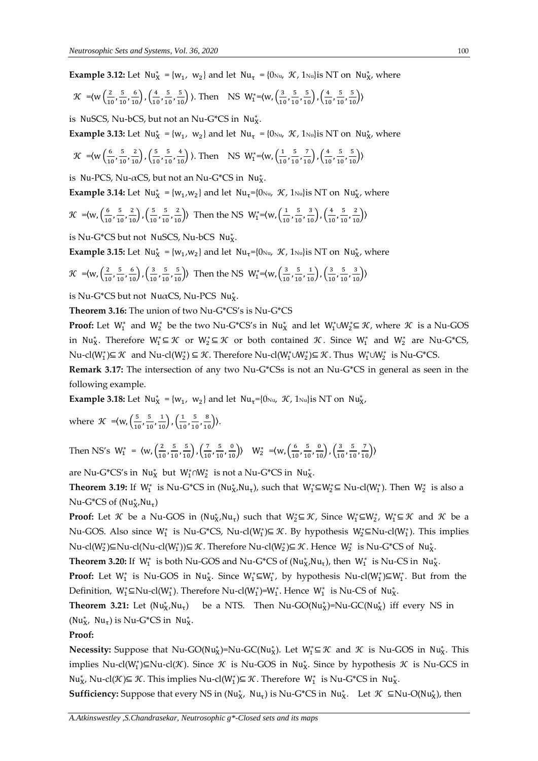**Example 3.12:** Let $\mathrm{Nu}_X^* = \{w_1, w_2\}$ and let $\mathrm{Nu}_\tau = \{0_{Nu}, \mathcal{K}, 1_{Nu}\}$ is NT on $\mathrm{Nu}_X^*$, where

$\mathcal{K} = \langle w\left(\frac{2}{10},\frac{5}{10},\frac{6}{10}\right),\left(\frac{4}{10},\frac{5}{10},\frac{5}{10}\right)\rangle$. Then NS $W_1^* = \langle w,\left(\frac{3}{10},\frac{5}{10},\frac{5}{10}\right),\left(\frac{4}{10},\frac{5}{10},\frac{5}{10}\right)\rangle$

is NuSCS, Nu-bCS, but not an Nu-G*CS in $\mathrm{Nu}_X^*$.

**Example 3.13:** Let $\mathrm{Nu}_X^* = \{w_1, w_2\}$ and let $\mathrm{Nu}_\tau = \{0_{Nu}, \mathcal{K}, 1_{Nu}\}$ is NT on $\mathrm{Nu}_X^*$, where

$\mathcal{K} = \langle w\left(\frac{6}{10},\frac{5}{10},\frac{2}{10}\right),\left(\frac{5}{10},\frac{5}{10},\frac{4}{10}\right)\rangle$. Then NS $W_1^* = \langle w,\left(\frac{1}{10},\frac{5}{10},\frac{7}{10}\right),\left(\frac{4}{10},\frac{5}{10},\frac{5}{10}\right)\rangle$

is Nu-PCS, Nu-$\alpha$CS, but not an Nu-G*CS in $\mathrm{Nu}_X^*$.

**Example 3.14:** Let $\mathrm{Nu}_X^* = \{w_1, w_2\}$ and let $\mathrm{Nu}_\tau = \{0_{Nu}, \mathcal{K}, 1_{Nu}\}$ is NT on $\mathrm{Nu}_X^*$, where

$\mathcal{K} = \langle w,\left(\frac{6}{10},\frac{5}{10},\frac{2}{10}\right),\left(\frac{5}{10},\frac{5}{10},\frac{2}{10}\right)\rangle$ Then the NS $W_1^* = \langle w,\left(\frac{1}{10},\frac{5}{10},\frac{3}{10}\right),\left(\frac{4}{10},\frac{5}{10},\frac{2}{10}\right)\rangle$

is Nu-G*CS but not NuSCS, Nu-bCS $\mathrm{Nu}_X^*$.

**Example 3.15:** Let $\mathrm{Nu}_X^* = \{w_1, w_2\}$ and let $\mathrm{Nu}_\tau = \{0_{Nu}, \mathcal{K}, 1_{Nu}\}$ is NT on $\mathrm{Nu}_X^*$, where

$\mathcal{K} = \langle w,\left(\frac{2}{10},\frac{5}{10},\frac{6}{10}\right),\left(\frac{3}{10},\frac{5}{10},\frac{5}{10}\right)\rangle$ Then the NS $W_1^* = \langle w,\left(\frac{3}{10},\frac{5}{10},\frac{1}{10}\right),\left(\frac{3}{10},\frac{5}{10},\frac{3}{10}\right)\rangle$

is Nu-G*CS but not Nu$\alpha$CS, Nu-PCS $\mathrm{Nu}_X^*$.

**Theorem 3.16:** The union of two Nu-G*CS's is Nu-G*CS

**Proof:** Let $W_1^*$ and $W_2^*$ be the two Nu-G*CS's in $\mathrm{Nu}_X^*$ and let $W_1^* \cup W_2^* \subseteq \mathcal{K}$, where $\mathcal{K}$ is a Nu-GOS in $\mathrm{Nu}_X^*$. Therefore $W_1^* \subseteq \mathcal{K}$ or $W_2^* \subseteq \mathcal{K}$ or both contained $\mathcal{K}$. Since $W_1^*$ and $W_2^*$ are Nu-G*CS, Nu-cl($W_1^*$)$\subseteq \mathcal{K}$ and Nu-cl($W_2^*$) $\subseteq \mathcal{K}$. Therefore Nu-cl($W_1^* \cup W_2^*$)$\subseteq \mathcal{K}$. Thus $W_1^* \cup W_2^*$ is Nu-G*CS.

**Remark 3.17:** The intersection of any two Nu-G*CSs is not an Nu-G*CS in general as seen in the following example.

**Example 3.18:** Let $\mathrm{Nu}_X^* = \{w_1, w_2\}$ and let $\mathrm{Nu}_\tau = \{0_{Nu}, \mathcal{K}, 1_{Nu}\}$ is NT on $\mathrm{Nu}_X^*$,

where $\mathcal{K} = \langle w,\left(\frac{5}{10},\frac{5}{10},\frac{1}{10}\right),\left(\frac{1}{10},\frac{5}{10},\frac{8}{10}\right)\rangle$.

Then NS's $W_1^* = \langle w,\left(\frac{2}{10},\frac{5}{10},\frac{5}{10}\right),\left(\frac{7}{10},\frac{5}{10},\frac{0}{10}\right)\rangle$ $W_2^* = \langle w,\left(\frac{6}{10},\frac{5}{10},\frac{0}{10}\right),\left(\frac{3}{10},\frac{5}{10},\frac{7}{10}\right)\rangle$

are Nu-G*CS's in $\mathrm{Nu}_X^*$ but $W_1^* \cap W_2^*$ is not a Nu-G*CS in $\mathrm{Nu}_X^*$.

**Theorem 3.19:** If $W_1^*$ is Nu-G*CS in ($\mathrm{Nu}_X^*$,$\mathrm{Nu}_\tau$), such that $W_1^* \subseteq W_2^* \subseteq$ Nu-cl($W_1^*$). Then $W_2^*$ is also a Nu-G*CS of ($\mathrm{Nu}_X^*$,$\mathrm{Nu}_\tau$)

**Proof:** Let $\mathcal{K}$ be a Nu-GOS in ($\mathrm{Nu}_X^*$,$\mathrm{Nu}_\tau$) such that $W_2^* \subseteq \mathcal{K}$, Since $W_1^* \subseteq W_2^*$, $W_1^* \subseteq \mathcal{K}$ and $\mathcal{K}$ be a Nu-GOS. Also since $W_1^*$ is Nu-G*CS, Nu-cl($W_1^*$)$\subseteq \mathcal{K}$. By hypothesis $W_2^* \subseteq$Nu-cl($W_1^*$). This implies Nu-cl($W_2^*$)$\subseteq$Nu-cl(Nu-cl($W_1^*$))$\subseteq \mathcal{K}$. Therefore Nu-cl($W_2^*$)$\subseteq \mathcal{K}$. Hence $W_2^*$ is Nu-G*CS of $\mathrm{Nu}_X^*$.

**Theorem 3.20:** If $W_1^*$ is both Nu-GOS and Nu-G*CS of ($\mathrm{Nu}_X^*$,$\mathrm{Nu}_\tau$), then $W_1^*$ is Nu-CS in $\mathrm{Nu}_X^*$.

**Proof:** Let $W_1^*$ is Nu-GOS in $\mathrm{Nu}_X^*$. Since $W_1^* \subseteq W_1^*$, by hypothesis Nu-cl($W_1^*$)$\subseteq W_1^*$. But from the Definition, $W_1^* \subseteq$Nu-cl($W_1^*$). Therefore Nu-cl($W_1^*$)=$W_1^*$. Hence $W_1^*$ is Nu-CS of $\mathrm{Nu}_X^*$.

**Theorem 3.21:** Let ($\mathrm{Nu}_X^*$,$\mathrm{Nu}_\tau$) be a NTS. Then Nu-GO($\mathrm{Nu}_X^*$)=Nu-GC($\mathrm{Nu}_X^*$) iff every NS in ($\mathrm{Nu}_X^*$, $\mathrm{Nu}_\tau$) is Nu-G*CS in $\mathrm{Nu}_X^*$.

**Proof:**

**Necessity:** Suppose that Nu-GO($\mathrm{Nu}_X^*$)=Nu-GC($\mathrm{Nu}_X^*$). Let $W_1^* \subseteq \mathcal{K}$ and $\mathcal{K}$ is Nu-GOS in $\mathrm{Nu}_X^*$. This implies Nu-cl($W_1^*$)$\subseteq$Nu-cl($\mathcal{K}$). Since $\mathcal{K}$ is Nu-GOS in $\mathrm{Nu}_X^*$. Since by hypothesis $\mathcal{K}$ is Nu-GCS in $\mathrm{Nu}_X^*$, Nu-cl($\mathcal{K}$)$\subseteq \mathcal{K}$. This implies Nu-cl($W_1^*$)$\subseteq \mathcal{K}$. Therefore $W_1^*$ is Nu-G*CS in $\mathrm{Nu}_X^*$.

**Sufficiency:** Suppose that every NS in ($\mathrm{Nu}_X^*$, $\mathrm{Nu}_\tau$) is Nu-G*CS in $\mathrm{Nu}_X^*$. Let $\mathcal{K} \subseteq$Nu-O($\mathrm{Nu}_X^*$), then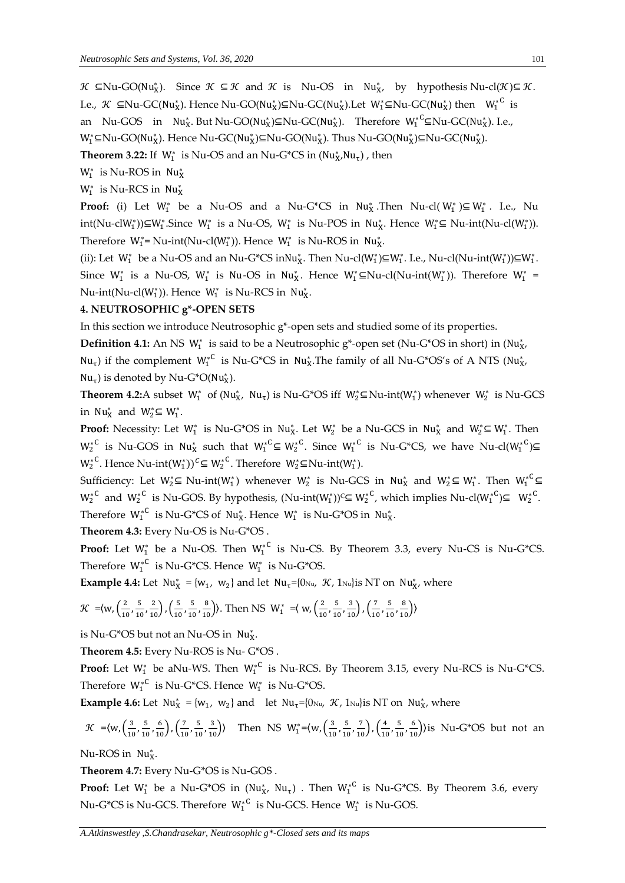$\mathcal{K} \subseteq$Nu-GO($\mathrm{Nu}_X^*$). Since $\mathcal{K} \subseteq \mathcal{K}$ and $\mathcal{K}$ is Nu-OS in $\mathrm{Nu}_X^*$, by hypothesis Nu-cl($\mathcal{K}$)$\subseteq \mathcal{K}$. I.e., $\mathcal{K} \subseteq$Nu-GC($\mathrm{Nu}_X^*$). Hence Nu-GO($\mathrm{Nu}_X^*$)$\subseteq$Nu-GC($\mathrm{Nu}_X^*$).Let $W_1^* \subseteq$Nu-GC($\mathrm{Nu}_X^*$) then ${W_1^*}^C$ is an Nu-GOS in $\mathrm{Nu}_X^*$. But Nu-GO($\mathrm{Nu}_X^*$)$\subseteq$Nu-GC($\mathrm{Nu}_X^*$). Therefore ${W_1^*}^C \subseteq$Nu-GC($\mathrm{Nu}_X^*$). I.e., $W_1^* \subseteq$Nu-GO($\mathrm{Nu}_X^*$). Hence Nu-GC($\mathrm{Nu}_X^*$)$\subseteq$Nu-GO($\mathrm{Nu}_X^*$). Thus Nu-GO($\mathrm{Nu}_X^*$)$\subseteq$Nu-GC($\mathrm{Nu}_X^*$).

**Theorem 3.22:** If $W_1^*$ is Nu-OS and an Nu-G*CS in ($\mathrm{Nu}_X^*$,$\mathrm{Nu}_\tau$) , then

$W_1^*$ is Nu-ROS in $\mathrm{Nu}_X^*$

$W_1^*$ is Nu-RCS in $\mathrm{Nu}_X^*$

**Proof:** (i) Let $W_1^*$ be a Nu-OS and a Nu-G*CS in $\mathrm{Nu}_X^*$ .Then Nu-cl( $W_1^*$ )$\subseteq W_1^*$ . I.e., Nu int(Nu-cl$W_1^*$))$\subseteq W_1^*$.Since $W_1^*$ is a Nu-OS, $W_1^*$ is Nu-POS in $\mathrm{Nu}_X^*$. Hence $W_1^* \subseteq$ Nu-int(Nu-cl($W_1^*$)). Therefore $W_1^*$= Nu-int(Nu-cl($W_1^*$)). Hence $W_1^*$ is Nu-ROS in $\mathrm{Nu}_X^*$.

(ii): Let $W_1^*$ be a Nu-OS and an Nu-G*CS in$\mathrm{Nu}_X^*$. Then Nu-cl($W_1^*$)$\subseteq W_1^*$. I.e., Nu-cl(Nu-int($W_1^*$))$\subseteq W_1^*$. Since $W_1^*$ is a Nu-OS, $W_1^*$ is Nu-OS in $\mathrm{Nu}_X^*$. Hence $W_1^* \subseteq$Nu-cl(Nu-int($W_1^*$)). Therefore $W_1^*$ = Nu-int(Nu-cl($W_1^*$)). Hence $W_1^*$ is Nu-RCS in $\mathrm{Nu}_X^*$.

## 4. NEUTROSOPHIC g*-OPEN SETS

In this section we introduce Neutrosophic g*-open sets and studied some of its properties.

**Definition 4.1:** An NS $W_1^*$ is said to be a Neutrosophic g*-open set (Nu-G*OS in short) in ($\mathrm{Nu}_X^*$, $\mathrm{Nu}_\tau$) if the complement ${W_1^*}^C$ is Nu-G*CS in $\mathrm{Nu}_X^*$.The family of all Nu-G*OS's of A NTS ($\mathrm{Nu}_X^*$, $\mathrm{Nu}_\tau$) is denoted by Nu-G*O($\mathrm{Nu}_X^*$).

**Theorem 4.2:**A subset $W_1^*$ of ($\mathrm{Nu}_X^*$, $\mathrm{Nu}_\tau$) is Nu-G*OS iff $W_2^* \subseteq$Nu-int($W_1^*$) whenever $W_2^*$ is Nu-GCS in $\mathrm{Nu}_X^*$ and $W_2^* \subseteq W_1^*$.

**Proof:** Necessity: Let $W_1^*$ is Nu-G*OS in $\mathrm{Nu}_X^*$. Let $W_2^*$ be a Nu-GCS in $\mathrm{Nu}_X^*$ and $W_2^* \subseteq W_1^*$. Then ${W_2^*}^C$ is Nu-GOS in $\mathrm{Nu}_X^*$ such that ${W_1^*}^C \subseteq {W_2^*}^C$. Since ${W_1^*}^C$ is Nu-G*CS, we have Nu-cl(${W_1^*}^C$)$\subseteq {W_2^*}^C$. Hence Nu-int$(W_1^*))^C \subseteq {W_2^*}^C$. Therefore $W_2^* \subseteq$Nu-int($W_1^*$).

Sufficiency: Let $W_2^* \subseteq$ Nu-int($W_1^*$) whenever $W_2^*$ is Nu-GCS in $\mathrm{Nu}_X^*$ and $W_2^* \subseteq W_1^*$. Then ${W_1^*}^C \subseteq {W_2^*}^C$ and ${W_2^*}^C$ is Nu-GOS. By hypothesis, (Nu-int$(W_1^*))^C \subseteq {W_2^*}^C$, which implies Nu-cl(${W_1^*}^C$)$\subseteq$ ${W_2^*}^C$. Therefore ${W_1^*}^C$ is Nu-G*CS of $\mathrm{Nu}_X^*$. Hence $W_1^*$ is Nu-G*OS in $\mathrm{Nu}_X^*$.

**Theorem 4.3:** Every Nu-OS is Nu-G*OS .

**Proof:** Let $W_1^*$ be a Nu-OS. Then ${W_1^*}^C$ is Nu-CS. By Theorem 3.3, every Nu-CS is Nu-G*CS. Therefore ${W_1^*}^C$ is Nu-G*CS. Hence $W_1^*$ is Nu-G*OS.

**Example 4.4:** Let $\mathrm{Nu}_X^*$ = {$w_1$, $w_2$} and let $\mathrm{Nu}_\tau$={$0_{Nu}$, $\mathcal{K}$, $1_{Nu}$}is NT on $\mathrm{Nu}_X^*$, where

$\mathcal{K}$ =⟨w, $\left(\frac{2}{10},\frac{5}{10},\frac{2}{10}\right)$, $\left(\frac{5}{10},\frac{5}{10},\frac{8}{10}\right)$⟩. Then NS $W_1^*$ =⟨ w, $\left(\frac{2}{10},\frac{5}{10},\frac{3}{10}\right)$, $\left(\frac{7}{10},\frac{5}{10},\frac{8}{10}\right)$⟩

is Nu-G*OS but not an Nu-OS in $\mathrm{Nu}_X^*$.

**Theorem 4.5:** Every Nu-ROS is Nu- G*OS .

**Proof:** Let $W_1^*$ be aNu-WS. Then ${W_1^*}^C$ is Nu-RCS. By Theorem 3.15, every Nu-RCS is Nu-G*CS. Therefore ${W_1^*}^C$ is Nu-G*CS. Hence $W_1^*$ is Nu-G*OS.

**Example 4.6:** Let $\mathrm{Nu}_X^*$ = {$w_1$, $w_2$} and let $\mathrm{Nu}_\tau$={$0_{Nu}$, $\mathcal{K}$, $1_{Nu}$}is NT on $\mathrm{Nu}_X^*$, where

$\mathcal{K}$ =⟨w, $\left(\frac{3}{10},\frac{5}{10},\frac{6}{10}\right)$, $\left(\frac{7}{10},\frac{5}{10},\frac{3}{10}\right)$⟩ Then NS $W_1^*$=⟨w, $\left(\frac{3}{10},\frac{5}{10},\frac{7}{10}\right)$, $\left(\frac{4}{10},\frac{5}{10},\frac{6}{10}\right)$⟩is Nu-G*OS but not an Nu-ROS in $\mathrm{Nu}_X^*$.

**Theorem 4.7:** Every Nu-G*OS is Nu-GOS .

**Proof:** Let $W_1^*$ be a Nu-G*OS in ($\mathrm{Nu}_X^*$, $\mathrm{Nu}_\tau$) . Then ${W_1^*}^C$ is Nu-G*CS. By Theorem 3.6, every Nu-G*CS is Nu-GCS. Therefore ${W_1^*}^C$ is Nu-GCS. Hence $W_1^*$ is Nu-GOS.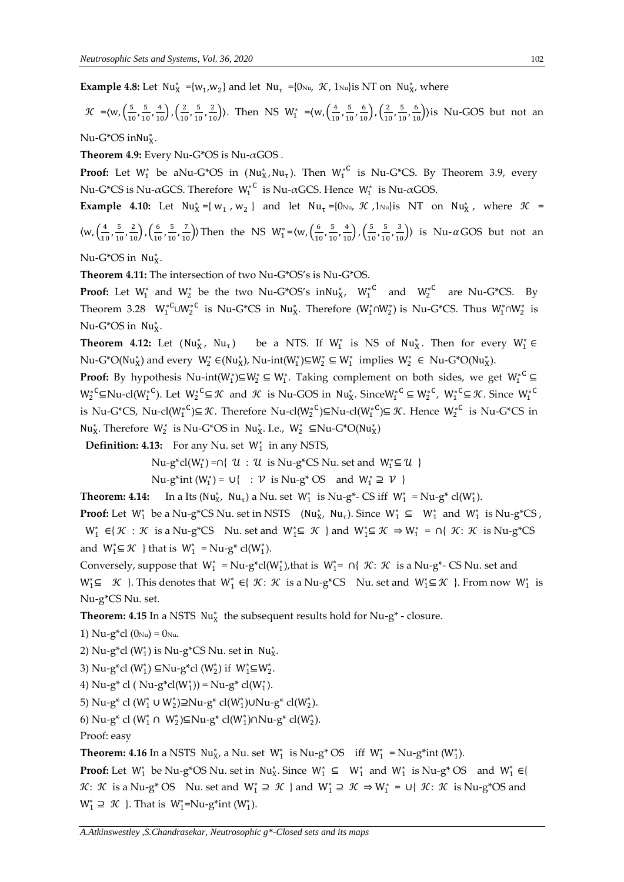**Example 4.8:** Let $Nu_X^* = \{w_1, w_2\}$ and let $Nu_\tau = \{0_{Nu}, \mathcal{K}, 1_{Nu}\}$ is NT on $Nu_X^*$, where

$\mathcal{K} = \langle w, \left(\frac{5}{10}, \frac{5}{10}, \frac{4}{10}\right), \left(\frac{2}{10}, \frac{5}{10}, \frac{2}{10}\right)\rangle$. Then NS $W_1^* = \langle w, \left(\frac{4}{10}, \frac{5}{10}, \frac{6}{10}\right), \left(\frac{2}{10}, \frac{5}{10}, \frac{6}{10}\right)\rangle$ is Nu-GOS but not an Nu-G*OS in $Nu_X^*$.

**Theorem 4.9:** Every Nu-G*OS is Nu-$\alpha$GOS .

**Proof:** Let $W_1^*$ be a Nu-G*OS in $(Nu_X^*, Nu_\tau)$. Then ${W_1^*}^C$ is Nu-G*CS. By Theorem 3.9, every Nu-G*CS is Nu-$\alpha$GCS. Therefore ${W_1^*}^C$ is Nu-$\alpha$GCS. Hence $W_1^*$ is Nu-$\alpha$GOS.

**Example 4.10:** Let $Nu_X^* = \{w_1, w_2\}$ and let $Nu_\tau = \{0_{Nu}, \mathcal{K}, 1_{Nu}\}$ is NT on $Nu_X^*$, where $\mathcal{K} = \langle w, \left(\frac{4}{10}, \frac{5}{10}, \frac{2}{10}\right), \left(\frac{6}{10}, \frac{5}{10}, \frac{7}{10}\right)\rangle$ Then the NS $W_1^* = \langle w, \left(\frac{6}{10}, \frac{5}{10}, \frac{4}{10}\right), \left(\frac{5}{10}, \frac{5}{10}, \frac{3}{10}\right)\rangle$ is Nu-$\alpha$GOS but not an Nu-G*OS in $Nu_X^*$.

**Theorem 4.11:** The intersection of two Nu-G*OS's is Nu-G*OS.

**Proof:** Let $W_1^*$ and $W_2^*$ be the two Nu-G*OS's in $Nu_X^*$, ${W_1^*}^C$ and ${W_2^*}^C$ are Nu-G*CS. By Theorem 3.28 ${W_1^*}^C \cup {W_2^*}^C$ is Nu-G*CS in $Nu_X^*$. Therefore $(W_1^* \cap W_2^*)$ is Nu-G*CS. Thus $W_1^* \cap W_2^*$ is Nu-G*OS in $Nu_X^*$.

**Theorem 4.12:** Let $(Nu_X^*, Nu_\tau)$ be a NTS. If $W_1^*$ is NS of $Nu_X^*$. Then for every $W_1^* \in$ Nu-G*O($Nu_X^*$) and every $W_2^* \in (Nu_X^*)$, Nu-int$(W_1^*) \subseteq W_2^* \subseteq W_1^*$ implies $W_2^* \in$ Nu-G*O($Nu_X^*$).

**Proof:** By hypothesis Nu-int$(W_1^*) \subseteq W_2^* \subseteq W_1^*$. Taking complement on both sides, we get ${W_1^*}^C \subseteq {W_2^*}^C \subseteq$ Nu-cl$({W_1^*}^C)$. Let ${W_2^*}^C \subseteq \mathcal{K}$ and $\mathcal{K}$ is Nu-GOS in $Nu_X^*$. Since ${W_1^*}^C \subseteq {W_2^*}^C$, ${W_1^*}^C \subseteq \mathcal{K}$. Since ${W_1^*}^C$ is Nu-G*CS, Nu-cl$({W_1^*}^C) \subseteq \mathcal{K}$. Therefore Nu-cl$({W_2^*}^C) \subseteq$ Nu-cl$({W_1^*}^C) \subseteq \mathcal{K}$. Hence ${W_2^*}^C$ is Nu-G*CS in $Nu_X^*$. Therefore $W_2^*$ is Nu-G*OS in $Nu_X^*$. I.e., $W_2^* \subseteq$ Nu-G*O($Nu_X^*$)

**Definition: 4.13:** For any Nu. set $W_1^*$ in any NSTS,

Nu-g*cl$(W_1^*) = \cap\{\ \mathcal{U} : \mathcal{U}$ is Nu-g*CS Nu. set and $W_1^* \subseteq \mathcal{U}\ \}$

Nu-g*int $(W_1^*) = \cup\{\ \ : \mathcal{V}$ is Nu-g* OS and $W_1^* \supseteq \mathcal{V}\ \}$

**Theorem: 4.14:** In a Its $(Nu_X^*, Nu_\tau)$ a Nu. set $W_1^*$ is Nu-g*- CS iff $W_1^*$ = Nu-g* cl$(W_1^*)$.

**Proof:** Let $W_1^*$ be a Nu-g*CS Nu. set in NSTS $(Nu_X^*, Nu_\tau)$. Since $W_1^* \subseteq W_1^*$ and $W_1^*$ is Nu-g*CS, $W_1^* \in \{\ \mathcal{K} : \mathcal{K}$ is a Nu-g*CS Nu. set and $W_1^* \subseteq \mathcal{K}\ \}$ and $W_1^* \subseteq \mathcal{K} \Rightarrow W_1^* = \cap\{\ \mathcal{K}: \mathcal{K}$ is Nu-g*CS and $W_1^* \subseteq \mathcal{K}\ \}$ that is $W_1^*$ = Nu-g* cl$(W_1^*)$.

Conversely, suppose that $W_1^*$ = Nu-g*cl$(W_1^*)$, that is $W_1^* = \cap\{\ \mathcal{K}: \mathcal{K}$ is a Nu-g*- CS Nu. set and $W_1^* \subseteq \mathcal{K}\ \}$. This denotes that $W_1^* \in \{\ \mathcal{K}: \mathcal{K}$ is a Nu-g*CS Nu. set and $W_1^* \subseteq \mathcal{K}\ \}$. From now $W_1^*$ is Nu-g*CS Nu. set.

**Theorem: 4.15** In a NSTS $Nu_X^*$ the subsequent results hold for Nu-g* - closure.

1) Nu-g*cl $(0_{Nu}) = 0_{Nu}$.

2) Nu-g*cl $(W_1^*)$ is Nu-g*CS Nu. set in $Nu_X^*$.

3) Nu-g*cl $(W_1^*) \subseteq$ Nu-g*cl $(W_2^*)$ if $W_1^* \subseteq W_2^*$.

4) Nu-g* cl ( Nu-g*cl$(W_1^*)$) = Nu-g* cl$(W_1^*)$.

5) Nu-g* cl $(W_1^* \cup W_2^*) \supseteq$ Nu-g* cl$(W_1^*) \cup$ Nu-g* cl$(W_2^*)$.

6) Nu-g* cl $(W_1^* \cap W_2^*) \subseteq$ Nu-g* cl$(W_1^*) \cap$ Nu-g* cl$(W_2^*)$.

Proof: easy

**Theorem: 4.16** In a NSTS $Nu_X^*$, a Nu. set $W_1^*$ is Nu-g* OS iff $W_1^*$ = Nu-g*int $(W_1^*)$.

**Proof:** Let $W_1^*$ be Nu-g*OS Nu. set in $Nu_X^*$. Since $W_1^* \subseteq W_1^*$ and $W_1^*$ is Nu-g* OS and $W_1^* \in \{\ \mathcal{K}: \mathcal{K}$ is a Nu-g* OS Nu. set and $W_1^* \supseteq \mathcal{K}\ \}$ and $W_1^* \supseteq \mathcal{K} \Rightarrow W_1^* = \cup\{\ \mathcal{K}: \mathcal{K}$ is Nu-g*OS and $W_1^* \supseteq \mathcal{K}\ \}$. That is $W_1^*$=Nu-g*int $(W_1^*)$.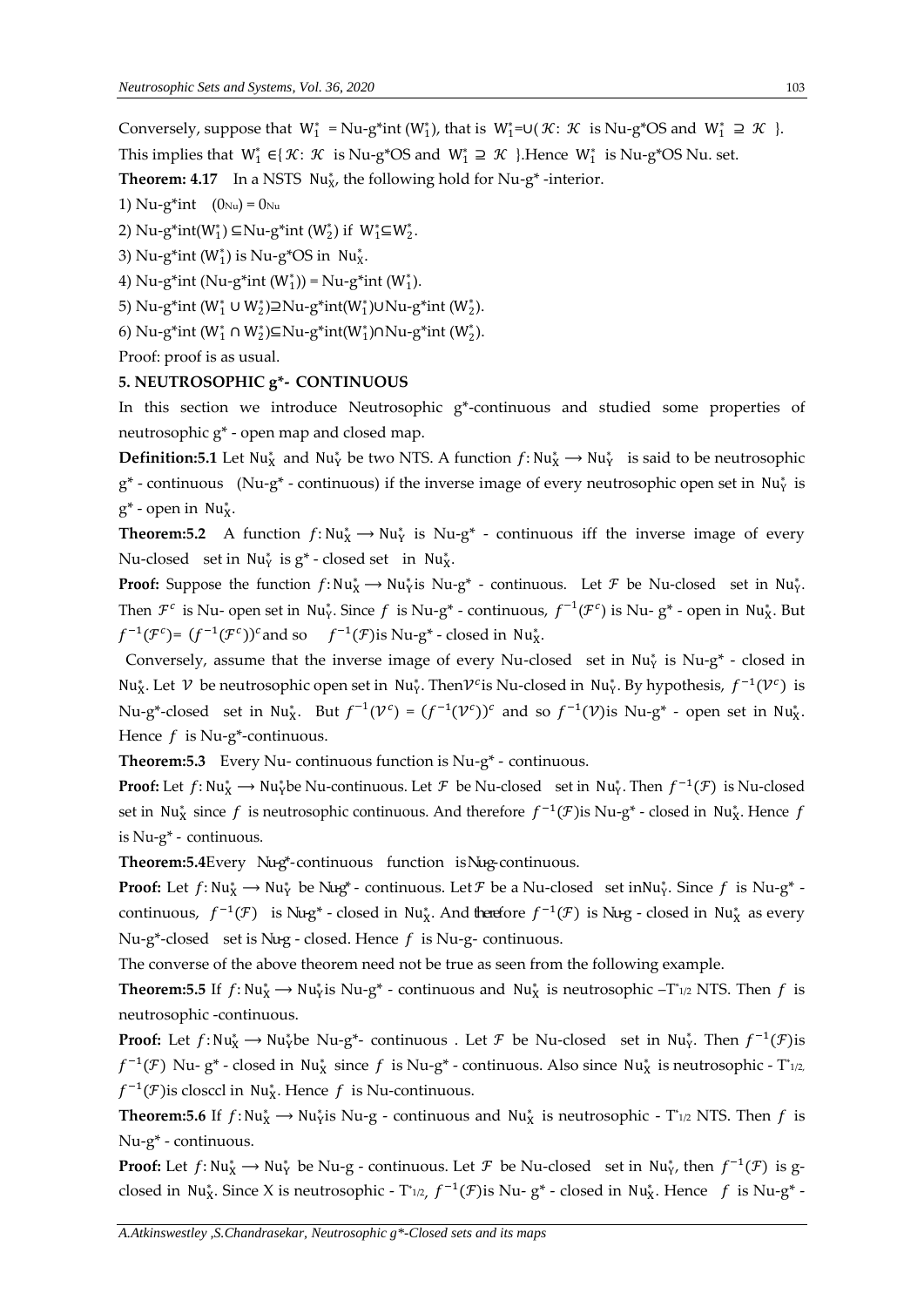Conversely, suppose that $W_1^* = $ Nu-g*int $(W_1^*)$, that is $W_1^* = \cup(\mathcal{K}: \mathcal{K}$ is Nu-g*OS and $W_1^* \supseteq \mathcal{K}$ }. This implies that $W_1^* \in \{\mathcal{K}: \mathcal{K}$ is Nu-g*OS and $W_1^* \supseteq \mathcal{K}$ }.Hence $W_1^*$ is Nu-g*OS Nu. set.

**Theorem: 4.17** In a NSTS $\mathrm{Nu}_X^*$, the following hold for Nu-g* -interior.

1) Nu-g*int $(0_{Nu}) = 0_{Nu}$

2) Nu-g*int$(W_1^*) \subseteq$Nu-g*int $(W_2^*)$ if $W_1^* \subseteq W_2^*$.

3) Nu-g*int $(W_1^*)$ is Nu-g*OS in $\mathrm{Nu}_X^*$.

4) Nu-g*int (Nu-g*int $(W_1^*)$) = Nu-g*int $(W_1^*)$.

5) Nu-g*int $(W_1^* \cup W_2^*) \supseteq$Nu-g*int$(W_1^*) \cup$Nu-g*int $(W_2^*)$.

6) Nu-g*int $(W_1^* \cap W_2^*) \subseteq$Nu-g*int$(W_1^*) \cap$Nu-g*int $(W_2^*)$.

Proof: proof is as usual.

## 5. NEUTROSOPHIC g*- CONTINUOUS

In this section we introduce Neutrosophic g*-continuous and studied some properties of neutrosophic g* - open map and closed map.

**Definition:5.1** Let $\mathrm{Nu}_X^*$ and $\mathrm{Nu}_Y^*$ be two NTS. A function $f: \mathrm{Nu}_X^* \longrightarrow \mathrm{Nu}_Y^*$ is said to be neutrosophic g* - continuous (Nu-g* - continuous) if the inverse image of every neutrosophic open set in $\mathrm{Nu}_Y^*$ is g* - open in $\mathrm{Nu}_X^*$.

**Theorem:5.2** A function $f: \mathrm{Nu}_X^* \longrightarrow \mathrm{Nu}_Y^*$ is Nu-g* - continuous iff the inverse image of every Nu-closed set in $\mathrm{Nu}_Y^*$ is g* - closed set in $\mathrm{Nu}_X^*$.

**Proof:** Suppose the function $f: \mathrm{Nu}_X^* \longrightarrow \mathrm{Nu}_Y^*$is Nu-g* - continuous. Let $\mathcal{F}$ be Nu-closed set in $\mathrm{Nu}_Y^*$. Then $\mathcal{F}^c$ is Nu- open set in $\mathrm{Nu}_Y^*$. Since $f$ is Nu-g* - continuous, $f^{-1}(\mathcal{F}^c)$ is Nu- g* - open in $\mathrm{Nu}_X^*$. But $f^{-1}(\mathcal{F}^c) = (f^{-1}(\mathcal{F}^c))^c$and so $f^{-1}(\mathcal{F})$is Nu-g* - closed in $\mathrm{Nu}_X^*$.

Conversely, assume that the inverse image of every Nu-closed set in $\mathrm{Nu}_Y^*$ is Nu-g* - closed in $\mathrm{Nu}_X^*$. Let $\mathcal{V}$ be neutrosophic open set in $\mathrm{Nu}_Y^*$. Then$\mathcal{V}^c$is Nu-closed in $\mathrm{Nu}_Y^*$. By hypothesis, $f^{-1}(\mathcal{V}^c)$ is Nu-g*-closed set in $\mathrm{Nu}_X^*$. But $f^{-1}(\mathcal{V}^c) = (f^{-1}(\mathcal{V}^c))^c$ and so $f^{-1}(\mathcal{V})$is Nu-g* - open set in $\mathrm{Nu}_X^*$. Hence $f$ is Nu-g*-continuous.

**Theorem:5.3** Every Nu- continuous function is Nu-g* - continuous.

**Proof:** Let $f: \mathrm{Nu}_X^* \longrightarrow \mathrm{Nu}_Y^*$be Nu-continuous. Let $\mathcal{F}$ be Nu-closed set in $\mathrm{Nu}_Y^*$. Then $f^{-1}(\mathcal{F})$ is Nu-closed set in $\mathrm{Nu}_X^*$ since $f$ is neutrosophic continuous. And therefore $f^{-1}(\mathcal{F})$is Nu-g* - closed in $\mathrm{Nu}_X^*$. Hence $f$ is Nu-g* - continuous.

**Theorem:5.4**Every Nu-g*-continuous function isNu-g-continuous.

**Proof:** Let $f: \mathrm{Nu}_X^* \longrightarrow \mathrm{Nu}_Y^*$ be Nu-g* - continuous. Let$\mathcal{F}$ be a Nu-closed set in$\mathrm{Nu}_Y^*$. Since $f$ is Nu-g* - continuous, $f^{-1}(\mathcal{F})$ is Nu-g* - closed in $\mathrm{Nu}_X^*$. And therefore $f^{-1}(\mathcal{F})$ is Nu-g - closed in $\mathrm{Nu}_X^*$ as every Nu-g*-closed set is Nu-g - closed. Hence $f$ is Nu-g- continuous.

The converse of the above theorem need not be true as seen from the following example.

**Theorem:5.5** If $f: \mathrm{Nu}_X^* \longrightarrow \mathrm{Nu}_Y^*$is Nu-g* - continuous and $\mathrm{Nu}_X^*$ is neutrosophic –$T^*_{1/2}$ NTS. Then $f$ is neutrosophic -continuous.

**Proof:** Let $f: \mathrm{Nu}_X^* \longrightarrow \mathrm{Nu}_Y^*$be Nu-g*- continuous . Let $\mathcal{F}$ be Nu-closed set in $\mathrm{Nu}_Y^*$. Then $f^{-1}(\mathcal{F})$is $f^{-1}(\mathcal{F})$ Nu- g* - closed in $\mathrm{Nu}_X^*$ since $f$ is Nu-g* - continuous. Also since $\mathrm{Nu}_X^*$ is neutrosophic - $T^*_{1/2,}$ $f^{-1}(\mathcal{F})$is closccl in $\mathrm{Nu}_X^*$. Hence $f$ is Nu-continuous.

**Theorem:5.6** If $f: \mathrm{Nu}_X^* \longrightarrow \mathrm{Nu}_Y^*$is Nu-g - continuous and $\mathrm{Nu}_X^*$ is neutrosophic - $T^*_{1/2}$ NTS. Then $f$ is Nu-g* - continuous.

**Proof:** Let $f: \mathrm{Nu}_X^* \longrightarrow \mathrm{Nu}_Y^*$ be Nu-g - continuous. Let $\mathcal{F}$ be Nu-closed set in $\mathrm{Nu}_Y^*$, then $f^{-1}(\mathcal{F})$ is g-closed in $\mathrm{Nu}_X^*$. Since X is neutrosophic - $T^*_{1/2}$, $f^{-1}(\mathcal{F})$is Nu- g* - closed in $\mathrm{Nu}_X^*$. Hence $f$ is Nu-g* -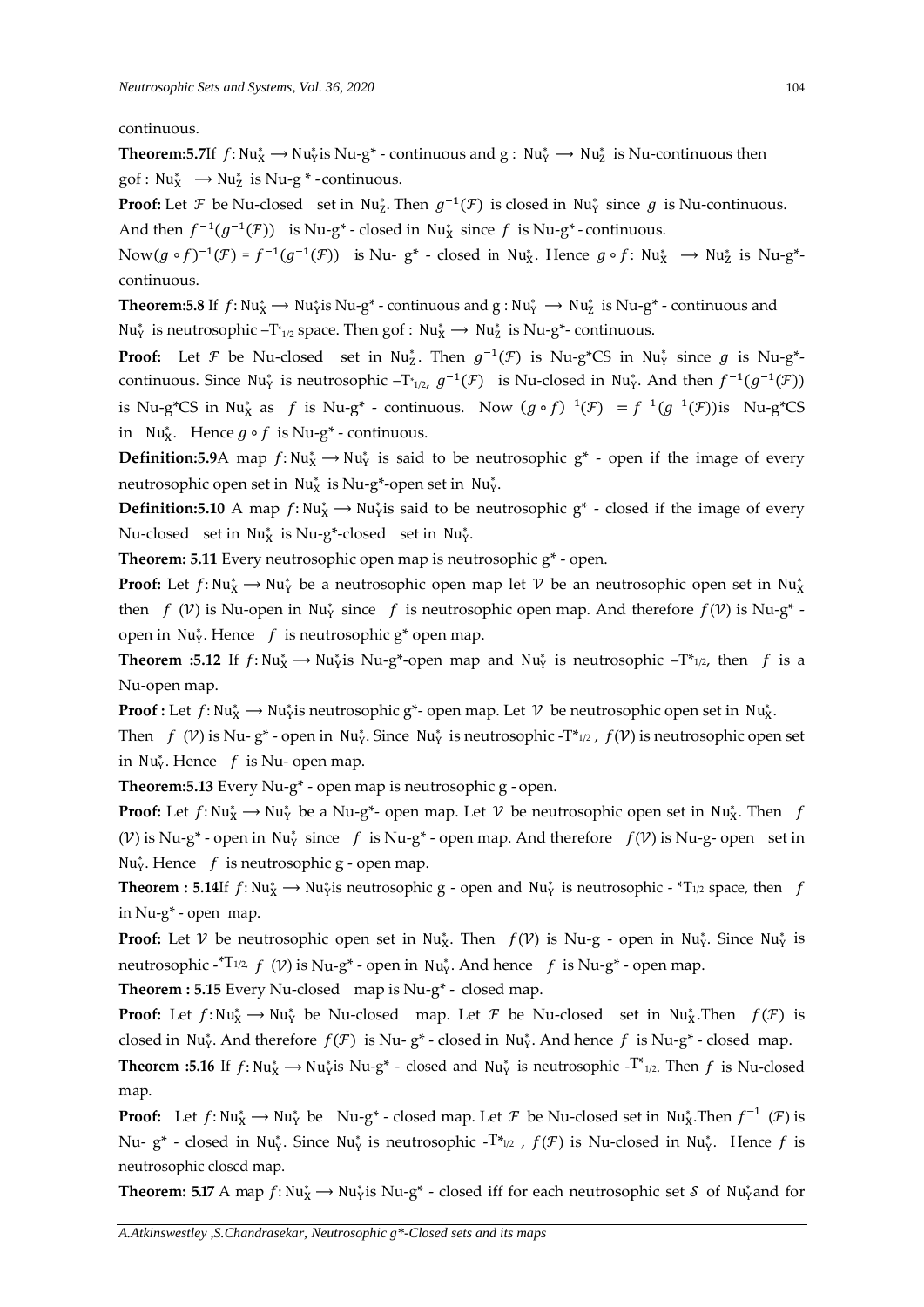continuous.

**Theorem:5.7**If $f: \mathrm{Nu}_X^* \longrightarrow \mathrm{Nu}_Y^*$is Nu-g* - continuous and g : $\mathrm{Nu}_Y^* \longrightarrow \mathrm{Nu}_Z^*$ is Nu-continuous then gof : $\mathrm{Nu}_X^* \longrightarrow \mathrm{Nu}_Z^*$ is Nu-g * -continuous.

**Proof:** Let $\mathcal{F}$ be Nu-closed set in $\mathrm{Nu}_Z^*$. Then $g^{-1}(\mathcal{F})$ is closed in $\mathrm{Nu}_Y^*$ since $g$ is Nu-continuous. And then $f^{-1}(g^{-1}(\mathcal{F}))$ is Nu-g* - closed in $\mathrm{Nu}_X^*$ since $f$ is Nu-g* - continuous.

Now$(g \circ f)^{-1}(\mathcal{F}) = f^{-1}(g^{-1}(\mathcal{F}))$ is Nu- g* - closed in $\mathrm{Nu}_X^*$. Hence $g \circ f$: $\mathrm{Nu}_X^* \longrightarrow \mathrm{Nu}_Z^*$ is Nu-g*-continuous.

**Theorem:5.8** If $f: \mathrm{Nu}_X^* \longrightarrow \mathrm{Nu}_Y^*$is Nu-g* - continuous and g : $\mathrm{Nu}_Y^* \longrightarrow \mathrm{Nu}_Z^*$ is Nu-g* - continuous and $\mathrm{Nu}_Y^*$ is neutrosophic $-T^*_{1/2}$ space. Then gof : $\mathrm{Nu}_X^* \longrightarrow \mathrm{Nu}_Z^*$ is Nu-g*- continuous.

**Proof:** Let $\mathcal{F}$ be Nu-closed set in $\mathrm{Nu}_Z^*$. Then $g^{-1}(\mathcal{F})$ is Nu-g*CS in $\mathrm{Nu}_Y^*$ since $g$ is Nu-g*-continuous. Since $\mathrm{Nu}_Y^*$ is neutrosophic $-T^*_{1/2}$, $g^{-1}(\mathcal{F})$ is Nu-closed in $\mathrm{Nu}_Y^*$. And then $f^{-1}(g^{-1}(\mathcal{F}))$ is Nu-g*CS in $\mathrm{Nu}_X^*$ as $f$ is Nu-g* - continuous. Now $(g \circ f)^{-1}(\mathcal{F}) = f^{-1}(g^{-1}(\mathcal{F}))$is Nu-g*CS in $\mathrm{Nu}_X^*$. Hence $g \circ f$ is Nu-g* - continuous.

**Definition:5.9**A map $f: \mathrm{Nu}_X^* \longrightarrow \mathrm{Nu}_Y^*$ is said to be neutrosophic g* - open if the image of every neutrosophic open set in $\mathrm{Nu}_X^*$ is Nu-g*-open set in $\mathrm{Nu}_Y^*$.

**Definition:5.10** A map $f: \mathrm{Nu}_X^* \longrightarrow \mathrm{Nu}_Y^*$is said to be neutrosophic g* - closed if the image of every Nu-closed set in $\mathrm{Nu}_X^*$ is Nu-g*-closed set in $\mathrm{Nu}_Y^*$.

**Theorem: 5.11** Every neutrosophic open map is neutrosophic g* - open.

**Proof:** Let $f: \mathrm{Nu}_X^* \longrightarrow \mathrm{Nu}_Y^*$ be a neutrosophic open map let $\mathcal{V}$ be an neutrosophic open set in $\mathrm{Nu}_X^*$ then $f(\mathcal{V})$ is Nu-open in $\mathrm{Nu}_Y^*$ since $f$ is neutrosophic open map. And therefore $f(\mathcal{V})$ is Nu-g* - open in $\mathrm{Nu}_Y^*$. Hence $f$ is neutrosophic g* open map.

**Theorem :5.12** If $f: \mathrm{Nu}_X^* \longrightarrow \mathrm{Nu}_Y^*$is Nu-g*-open map and $\mathrm{Nu}_Y^*$ is neutrosophic $-T^*_{1/2}$, then $f$ is a Nu-open map.

**Proof :** Let $f: \mathrm{Nu}_X^* \longrightarrow \mathrm{Nu}_Y^*$is neutrosophic g*- open map. Let $\mathcal{V}$ be neutrosophic open set in $\mathrm{Nu}_X^*$. Then $f(\mathcal{V})$ is Nu- g* - open in $\mathrm{Nu}_Y^*$. Since $\mathrm{Nu}_Y^*$ is neutrosophic $-T^*_{1/2}$ , $f(\mathcal{V})$ is neutrosophic open set in $\mathrm{Nu}_Y^*$. Hence $f$ is Nu- open map.

**Theorem:5.13** Every Nu-g* - open map is neutrosophic g - open.

**Proof:** Let $f: \mathrm{Nu}_X^* \longrightarrow \mathrm{Nu}_Y^*$ be a Nu-g*- open map. Let $\mathcal{V}$ be neutrosophic open set in $\mathrm{Nu}_X^*$. Then $f(\mathcal{V})$ is Nu-g* - open in $\mathrm{Nu}_Y^*$ since $f$ is Nu-g* - open map. And therefore $f(\mathcal{V})$ is Nu-g- open set in $\mathrm{Nu}_Y^*$. Hence $f$ is neutrosophic g - open map.

**Theorem : 5.14**If $f: \mathrm{Nu}_X^* \longrightarrow \mathrm{Nu}_Y^*$is neutrosophic g - open and $\mathrm{Nu}_Y^*$ is neutrosophic - $^*T_{1/2}$ space, then $f$ in Nu-g* - open map.

**Proof:** Let $\mathcal{V}$ be neutrosophic open set in $\mathrm{Nu}_X^*$. Then $f(\mathcal{V})$ is Nu-g - open in $\mathrm{Nu}_Y^*$. Since $\mathrm{Nu}_Y^*$ is neutrosophic -$^*T_{1/2,}$ $f(\mathcal{V})$ is Nu-g* - open in $\mathrm{Nu}_Y^*$. And hence $f$ is Nu-g* - open map.

**Theorem : 5.15** Every Nu-closed map is Nu-g* - closed map.

**Proof:** Let $f: \mathrm{Nu}_X^* \longrightarrow \mathrm{Nu}_Y^*$ be Nu-closed map. Let $\mathcal{F}$ be Nu-closed set in $\mathrm{Nu}_X^*$.Then $f(\mathcal{F})$ is closed in $\mathrm{Nu}_Y^*$. And therefore $f(\mathcal{F})$ is Nu- g* - closed in $\mathrm{Nu}_Y^*$. And hence $f$ is Nu-g* - closed map.

**Theorem :5.16** If $f: \mathrm{Nu}_X^* \longrightarrow \mathrm{Nu}_Y^*$is Nu-g* - closed and $\mathrm{Nu}_Y^*$ is neutrosophic -$T^*_{1/2}$. Then $f$ is Nu-closed map.

**Proof:** Let $f: \mathrm{Nu}_X^* \longrightarrow \mathrm{Nu}_Y^*$ be Nu-g* - closed map. Let $\mathcal{F}$ be Nu-closed set in $\mathrm{Nu}_X^*$.Then $f^{-1}$ $(\mathcal{F})$ is Nu- g* - closed in $\mathrm{Nu}_Y^*$. Since $\mathrm{Nu}_Y^*$ is neutrosophic -$T^*_{1/2}$ , $f(\mathcal{F})$ is Nu-closed in $\mathrm{Nu}_Y^*$. Hence $f$ is neutrosophic closcd map.

**Theorem: 5.17** A map $f: \mathrm{Nu}_X^* \longrightarrow \mathrm{Nu}_Y^*$is Nu-g* - closed iff for each neutrosophic set $\mathcal{S}$ of $\mathrm{Nu}_Y^*$and for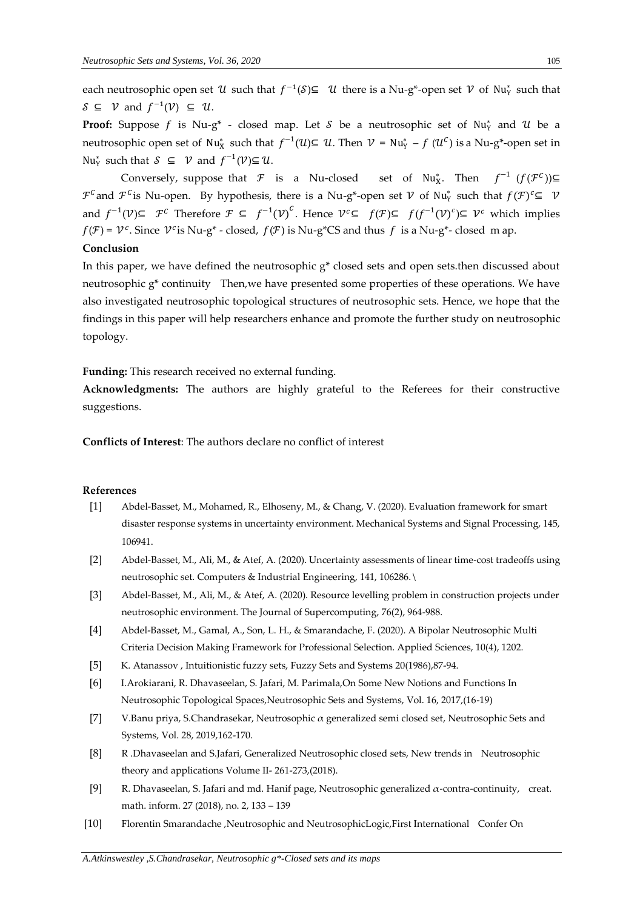each neutrosophic open set $\mathcal{U}$ such that $f^{-1}(\mathcal{S}) \subseteq \mathcal{U}$ there is a Nu-g*-open set $\mathcal{V}$ of $\mathrm{Nu}_{\mathrm{Y}}^{*}$ such that $\mathcal{S} \subseteq \mathcal{V}$ and $f^{-1}(\mathcal{V}) \subseteq \mathcal{U}$.

**Proof:** Suppose $f$ is Nu-g* - closed map. Let $\mathcal{S}$ be a neutrosophic set of $\mathrm{Nu}_{\mathrm{Y}}^{*}$ and $\mathcal{U}$ be a neutrosophic open set of $\mathrm{Nu}_{\mathrm{X}}^{*}$ such that $f^{-1}(\mathcal{U}) \subseteq \mathcal{U}$. Then $\mathcal{V} = \mathrm{Nu}_{\mathrm{Y}}^{*} - f\,(\mathcal{U}^{C})$ is a Nu-g*-open set in $\mathrm{Nu}_{\mathrm{Y}}^{*}$ such that $\mathcal{S} \subseteq \mathcal{V}$ and $f^{-1}(\mathcal{V}) \subseteq \mathcal{U}$.

Conversely, suppose that $\mathcal{F}$ is a Nu-closed set of $\mathrm{Nu}_{\mathrm{X}}^{*}$. Then $f^{-1}\,(f(\mathcal{F}^{C})) \subseteq \mathcal{F}^{C}$ and $\mathcal{F}^{C}$ is Nu-open. By hypothesis, there is a Nu-g*-open set $\mathcal{V}$ of $\mathrm{Nu}_{\mathrm{Y}}^{*}$ such that $f(\mathcal{F})^{c} \subseteq \mathcal{V}$ and $f^{-1}(\mathcal{V}) \subseteq \mathcal{F}^{C}$ Therefore $\mathcal{F} \subseteq f^{-1}(\mathcal{V})^{C}$. Hence $\mathcal{V}^{c} \subseteq f(\mathcal{F}) \subseteq f(f^{-1}(\mathcal{V})^{c}) \subseteq \mathcal{V}^{c}$ which implies $f(\mathcal{F}) = \mathcal{V}^{c}$. Since $\mathcal{V}^{c}$ is Nu-g* - closed, $f(\mathcal{F})$ is Nu-g*CS and thus $f$ is a Nu-g*- closed m ap.

**Conclusion**

In this paper, we have defined the neutrosophic g* closed sets and open sets.then discussed about neutrosophic g* continuity Then,we have presented some properties of these operations. We have also investigated neutrosophic topological structures of neutrosophic sets. Hence, we hope that the findings in this paper will help researchers enhance and promote the further study on neutrosophic topology.

**Funding:** This research received no external funding.

**Acknowledgments:** The authors are highly grateful to the Referees for their constructive suggestions.

**Conflicts of Interest**: The authors declare no conflict of interest

**References**

[1] Abdel-Basset, M., Mohamed, R., Elhoseny, M., & Chang, V. (2020). Evaluation framework for smart disaster response systems in uncertainty environment. Mechanical Systems and Signal Processing, 145, 106941.

[2] Abdel-Basset, M., Ali, M., & Atef, A. (2020). Uncertainty assessments of linear time-cost tradeoffs using neutrosophic set. Computers & Industrial Engineering, 141, 106286. \

[3] Abdel-Basset, M., Ali, M., & Atef, A. (2020). Resource levelling problem in construction projects under neutrosophic environment. The Journal of Supercomputing, 76(2), 964-988.

[4] Abdel-Basset, M., Gamal, A., Son, L. H., & Smarandache, F. (2020). A Bipolar Neutrosophic Multi Criteria Decision Making Framework for Professional Selection. Applied Sciences, 10(4), 1202.

[5] K. Atanassov , Intuitionistic fuzzy sets, Fuzzy Sets and Systems 20(1986),87-94.

[6] I.Arokiarani, R. Dhavaseelan, S. Jafari, M. Parimala,On Some New Notions and Functions In Neutrosophic Topological Spaces,Neutrosophic Sets and Systems, Vol. 16, 2017,(16-19)

[7] V.Banu priya, S.Chandrasekar, Neutrosophic $\alpha$ generalized semi closed set, Neutrosophic Sets and Systems, Vol. 28, 2019,162-170.

[8] R .Dhavaseelan and S.Jafari, Generalized Neutrosophic closed sets, New trends in Neutrosophic theory and applications Volume II- 261-273,(2018).

[9] R. Dhavaseelan, S. Jafari and md. Hanif page, Neutrosophic generalized $\alpha$-contra-continuity, creat. math. inform. 27 (2018), no. 2, 133 – 139

[10] Florentin Smarandache ,Neutrosophic and NeutrosophicLogic,First International Confer On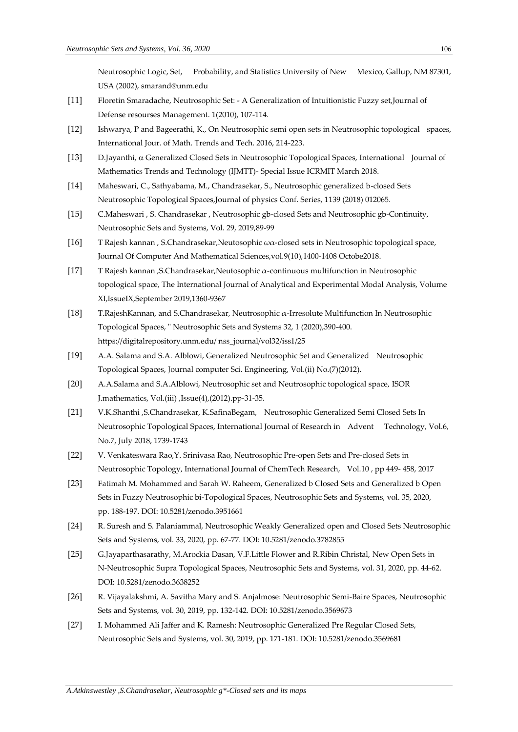Neutrosophic Logic, Set, Probability, and Statistics University of New Mexico, Gallup, NM 87301, USA (2002), smarand@unm.edu

[11] Floretin Smaradache, Neutrosophic Set: - A Generalization of Intuitionistic Fuzzy set,Journal of Defense resourses Management. 1(2010), 107-114.

[12] Ishwarya, P and Bageerathi, K., On Neutrosophic semi open sets in Neutrosophic topological spaces, International Jour. of Math. Trends and Tech. 2016, 214-223.

[13] D.Jayanthi, α Generalized Closed Sets in Neutrosophic Topological Spaces, International Journal of Mathematics Trends and Technology (IJMTT)- Special Issue ICRMIT March 2018.

[14] Maheswari, C., Sathyabama, M., Chandrasekar, S., Neutrosophic generalized b-closed Sets Neutrosophic Topological Spaces,Journal of physics Conf. Series, 1139 (2018) 012065.

[15] C.Maheswari , S. Chandrasekar , Neutrosophic gb-closed Sets and Neutrosophic gb-Continuity, Neutrosophic Sets and Systems, Vol. 29, 2019,89-99

[16] T Rajesh kannan , S.Chandrasekar,Neutosophic $\omega\alpha$-closed sets in Neutrosophic topological space, Journal Of Computer And Mathematical Sciences,vol.9(10),1400-1408 Octobe2018.

[17] T Rajesh kannan ,S.Chandrasekar,Neutosophic $\alpha$-continuous multifunction in Neutrosophic topological space, The International Journal of Analytical and Experimental Modal Analysis, Volume XI,IssueIX,September 2019,1360-9367

[18] T.RajeshKannan, and S.Chandrasekar, Neutrosophic $\alpha$-Irresolute Multifunction In Neutrosophic Topological Spaces, " Neutrosophic Sets and Systems 32, 1 (2020),390-400. https://digitalrepository.unm.edu/ nss_journal/vol32/iss1/25

[19] A.A. Salama and S.A. Alblowi, Generalized Neutrosophic Set and Generalized Neutrosophic Topological Spaces, Journal computer Sci. Engineering, Vol.(ii) No.(7)(2012).

[20] A.A.Salama and S.A.Alblowi, Neutrosophic set and Neutrosophic topological space, ISOR J.mathematics, Vol.(iii) ,Issue(4),(2012).pp-31-35.

[21] V.K.Shanthi ,S.Chandrasekar, K.SafinaBegam, Neutrosophic Generalized Semi Closed Sets In Neutrosophic Topological Spaces, International Journal of Research in Advent Technology, Vol.6, No.7, July 2018, 1739-1743

[22] V. Venkateswara Rao,Y. Srinivasa Rao, Neutrosophic Pre-open Sets and Pre-closed Sets in Neutrosophic Topology, International Journal of ChemTech Research, Vol.10 , pp 449- 458, 2017

[23] Fatimah M. Mohammed and Sarah W. Raheem, Generalized b Closed Sets and Generalized b Open Sets in Fuzzy Neutrosophic bi-Topological Spaces, Neutrosophic Sets and Systems, vol. 35, 2020, pp. 188-197. DOI: 10.5281/zenodo.3951661

[24] R. Suresh and S. Palaniammal, Neutrosophic Weakly Generalized open and Closed Sets Neutrosophic Sets and Systems, vol. 33, 2020, pp. 67-77. DOI: 10.5281/zenodo.3782855

[25] G.Jayaparthasarathy, M.Arockia Dasan, V.F.Little Flower and R.Ribin Christal, New Open Sets in N-Neutrosophic Supra Topological Spaces, Neutrosophic Sets and Systems, vol. 31, 2020, pp. 44-62. DOI: 10.5281/zenodo.3638252

[26] R. Vijayalakshmi, A. Savitha Mary and S. Anjalmose: Neutrosophic Semi-Baire Spaces, Neutrosophic Sets and Systems, vol. 30, 2019, pp. 132-142. DOI: 10.5281/zenodo.3569673

[27] I. Mohammed Ali Jaffer and K. Ramesh: Neutrosophic Generalized Pre Regular Closed Sets, Neutrosophic Sets and Systems, vol. 30, 2019, pp. 171-181. DOI: 10.5281/zenodo.3569681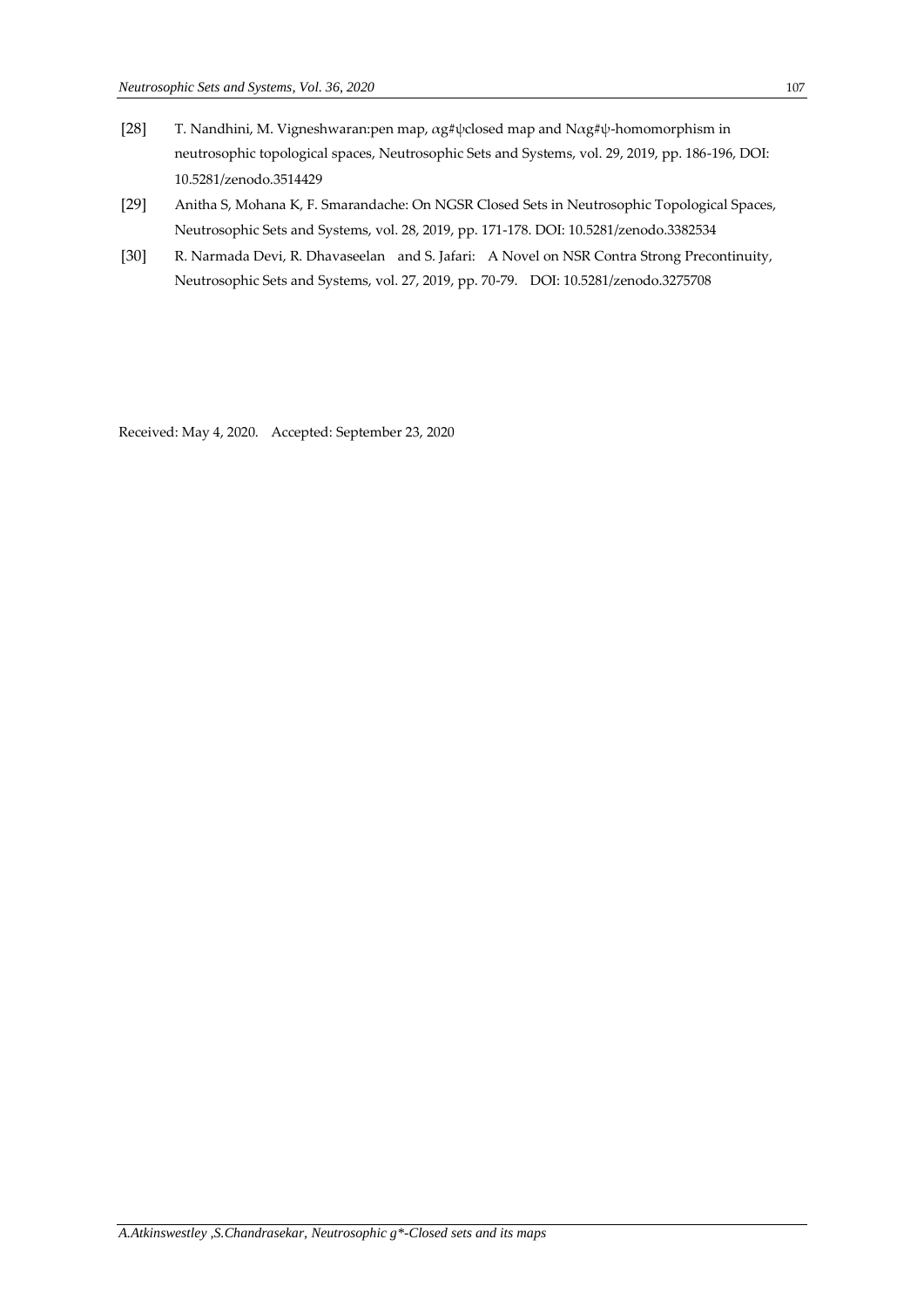[28] T. Nandhini, M. Vigneshwaran:pen map, $\alpha g\#\psi$closed map and N$\alpha g\#\psi$-homomorphism in neutrosophic topological spaces, Neutrosophic Sets and Systems, vol. 29, 2019, pp. 186-196, DOI: 10.5281/zenodo.3514429

[29] Anitha S, Mohana K, F. Smarandache: On NGSR Closed Sets in Neutrosophic Topological Spaces, Neutrosophic Sets and Systems, vol. 28, 2019, pp. 171-178. DOI: 10.5281/zenodo.3382534

[30] R. Narmada Devi, R. Dhavaseelan and S. Jafari: A Novel on NSR Contra Strong Precontinuity, Neutrosophic Sets and Systems, vol. 27, 2019, pp. 70-79. DOI: 10.5281/zenodo.3275708

Received: May 4, 2020. Accepted: September 23, 2020